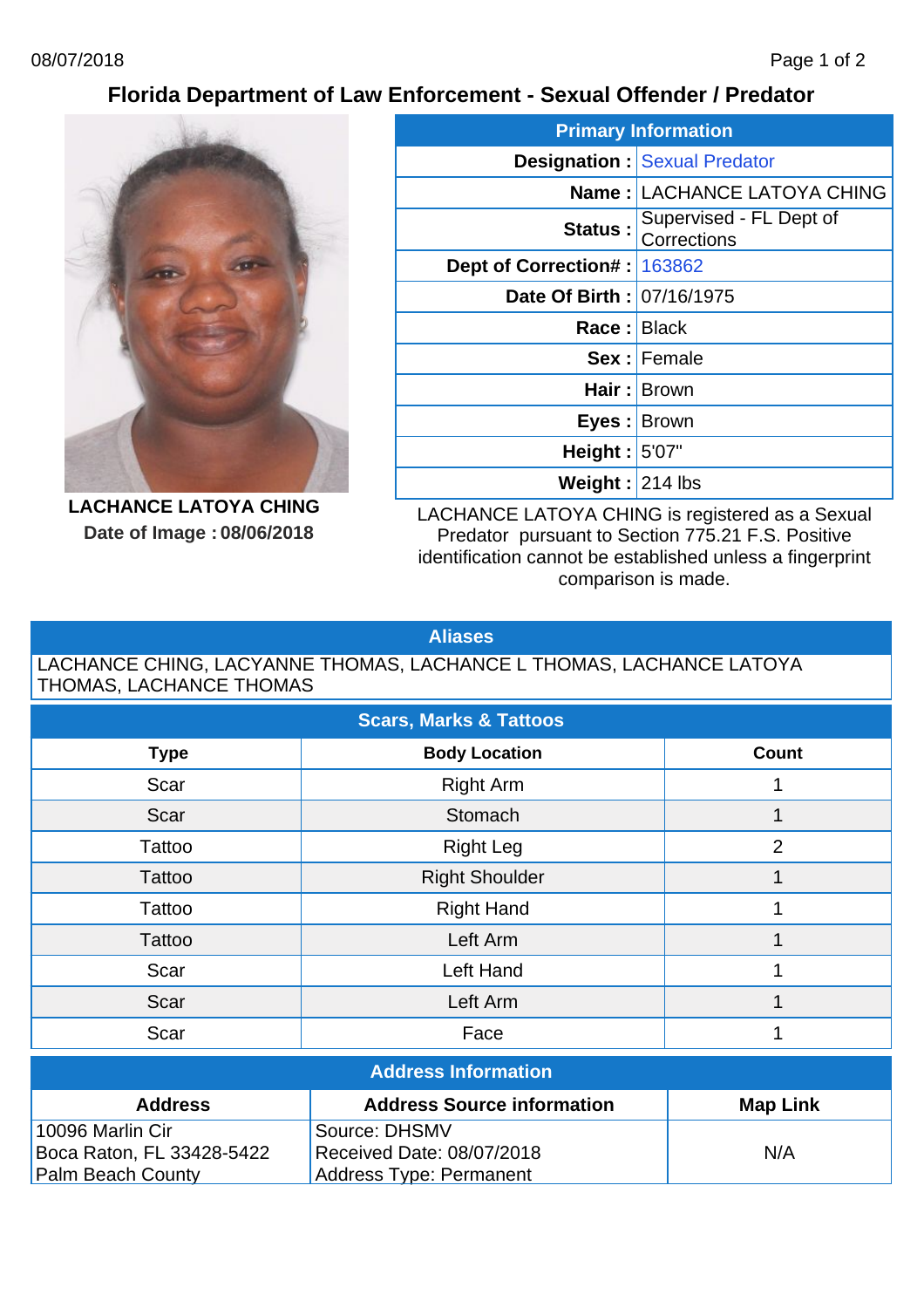# Florida Department of Law Enforcement - Sexual Offender / Predator

**LACHANCE LATOYA CHING**

**Date of Image : 08/06/2018**

| Primary Information | |
|---|---|
| **Designation :** | Sexual Predator |
| **Name :** | LACHANCE LATOYA CHING |
| **Status :** | Supervised - FL Dept of Corrections |
| **Dept of Correction# :** | 163862 |
| **Date Of Birth :** | 07/16/1975 |
| **Race :** | Black |
| **Sex :** | Female |
| **Hair :** | Brown |
| **Eyes :** | Brown |
| **Height :** | 5'07" |
| **Weight :** | 214 lbs |

LACHANCE LATOYA CHING is registered as a Sexual Predator pursuant to Section 775.21 F.S. Positive identification cannot be established unless a fingerprint comparison is made.

## Aliases

LACHANCE CHING, LACYANNE THOMAS, LACHANCE L THOMAS, LACHANCE LATOYA THOMAS, LACHANCE THOMAS

## Scars, Marks & Tattoos

| Type | Body Location | Count |
|---|---|---|
| Scar | Right Arm | 1 |
| Scar | Stomach | 1 |
| Tattoo | Right Leg | 2 |
| Tattoo | Right Shoulder | 1 |
| Tattoo | Right Hand | 1 |
| Tattoo | Left Arm | 1 |
| Scar | Left Hand | 1 |
| Scar | Left Arm | 1 |
| Scar | Face | 1 |

## Address Information

| Address | Address Source information | Map Link |
|---|---|---|
| 10096 Marlin Cir<br>Boca Raton, FL 33428-5422<br>Palm Beach County | Source: DHSMV<br>Received Date: 08/07/2018<br>Address Type: Permanent | N/A |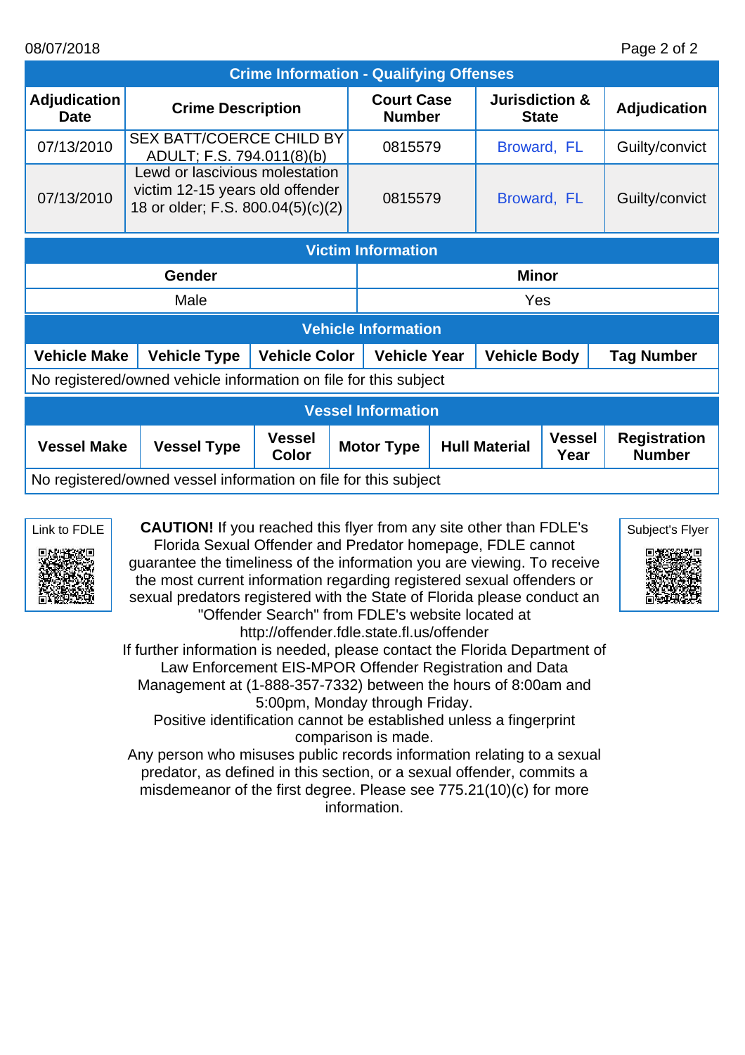## Crime Information - Qualifying Offenses

| Adjudication Date | Crime Description | Court Case Number | Jurisdiction & State | Adjudication |
|---|---|---|---|---|
| 07/13/2010 | SEX BATT/COERCE CHILD BY ADULT; F.S. 794.011(8)(b) | 0815579 | Broward, FL | Guilty/convict |
| 07/13/2010 | Lewd or lascivious molestation victim 12-15 years old offender 18 or older; F.S. 800.04(5)(c)(2) | 0815579 | Broward, FL | Guilty/convict |

## Victim Information

| Gender | Minor |
|---|---|
| Male | Yes |

## Vehicle Information

| Vehicle Make | Vehicle Type | Vehicle Color | Vehicle Year | Vehicle Body | Tag Number |
|---|---|---|---|---|---|
| No registered/owned vehicle information on file for this subject | | | | | |

## Vessel Information

| Vessel Make | Vessel Type | Vessel Color | Motor Type | Hull Material | Vessel Year | Registration Number |
|---|---|---|---|---|---|---|
| No registered/owned vessel information on file for this subject | | | | | | |

Link to FDLE

Subject's Flyer

**CAUTION!** If you reached this flyer from any site other than FDLE's Florida Sexual Offender and Predator homepage, FDLE cannot guarantee the timeliness of the information you are viewing. To receive the most current information regarding registered sexual offenders or sexual predators registered with the State of Florida please conduct an "Offender Search" from FDLE's website located at http://offender.fdle.state.fl.us/offender

If further information is needed, please contact the Florida Department of Law Enforcement EIS-MPOR Offender Registration and Data Management at (1-888-357-7332) between the hours of 8:00am and 5:00pm, Monday through Friday.

Positive identification cannot be established unless a fingerprint comparison is made.

Any person who misuses public records information relating to a sexual predator, as defined in this section, or a sexual offender, commits a misdemeanor of the first degree. Please see 775.21(10)(c) for more information.